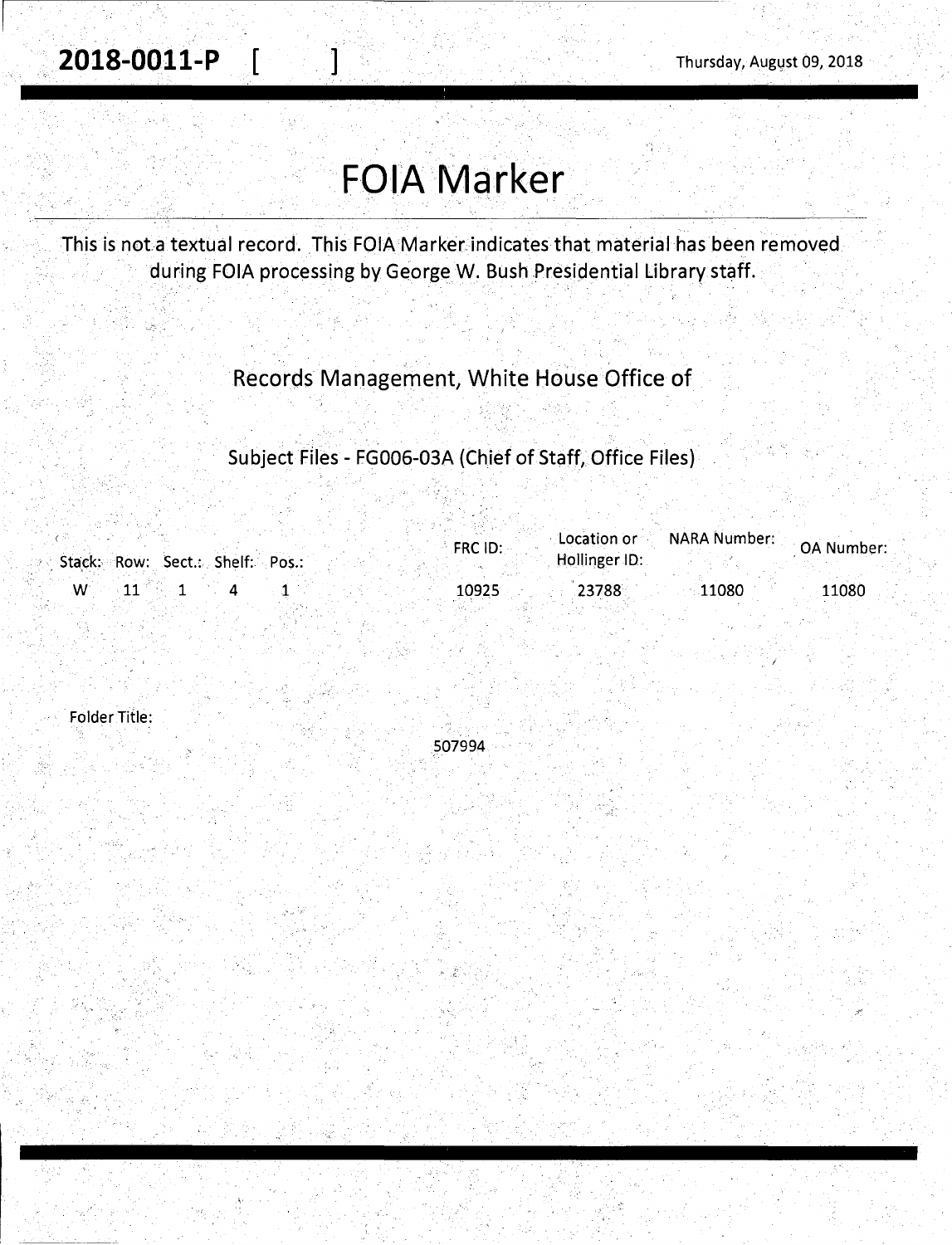**2018-0011-P [ ]** Thursday, August 09, 2018

# FOIA Marker

This is not a textual record. This FOIA Marker indicates that material has been removed during FOIA processing by George W. Bush Presidential Library staff.

Records Management, White House Office of

Subject Files - FG006-03A (Chief of Staff, Office Files)

| Stack: | Row: | Sect.: | Shelf: | Pos.: | FRC ID: | Location or Hollinger ID: | NARA Number: | OA Number: |
|---|---|---|---|---|---|---|---|---|
| W | 11 | 1 | 4 | 1 | 10925 | 23788 | 11080 | 11080 |

Folder Title:

507994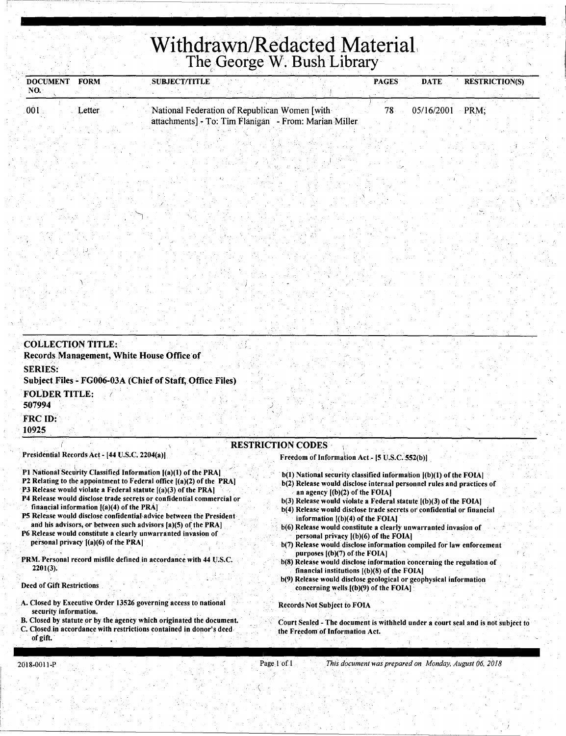# Withdrawn/Redacted Material

## The George W. Bush Library

| DOCUMENT NO. | FORM | SUBJECT/TITLE | PAGES | DATE | RESTRICTION(S) |
|---|---|---|---|---|---|
| 001 | Letter | National Federation of Republican Women [with attachments] - To: Tim Flanigan - From: Marian Miller | 78 | 05/16/2001 | PRM; |

**COLLECTION TITLE:**
**Records Management, White House Office of**

**SERIES:**
**Subject Files - FG006-03A (Chief of Staff, Office Files)**

**FOLDER TITLE:**
**507994**

**FRC ID:**
**10925**

### RESTRICTION CODES

**Presidential Records Act - [44 U.S.C. 2204(a)]**

**P1 National Security Classified Information [(a)(1) of the PRA]**
**P2 Relating to the appointment to Federal office [(a)(2) of the PRA]**
**P3 Release would violate a Federal statute [(a)(3) of the PRA]**
**P4 Release would disclose trade secrets or confidential commercial or financial information [(a)(4) of the PRA]**
**P5 Release would disclose confidential advice between the President and his advisors, or between such advisors [a)(5) of the PRA]**
**P6 Release would constitute a clearly unwarranted invasion of personal privacy [(a)(6) of the PRA]**

**PRM. Personal record misfile defined in accordance with 44 U.S.C. 2201(3).**

**Deed of Gift Restrictions**

**A. Closed by Executive Order 13526 governing access to national security information.**
**B. Closed by statute or by the agency which originated the document.**
**C. Closed in accordance with restrictions contained in donor's deed of gift.**

**Freedom of Information Act - [5 U.S.C. 552(b)]**

**b(1) National security classified information [(b)(1) of the FOIA]**
**b(2) Release would disclose internal personnel rules and practices of an agency [(b)(2) of the FOIA]**
**b(3) Release would violate a Federal statute [(b)(3) of the FOIA]**
**b(4) Release would disclose trade secrets or confidential or financial information [(b)(4) of the FOIA]**
**b(6) Release would constitute a clearly unwarranted invasion of personal privacy [(b)(6) of the FOIA]**
**b(7) Release would disclose information compiled for law enforcement purposes [(b)(7) of the FOIA]**
**b(8) Release would disclose information concerning the regulation of financial institutions [(b)(8) of the FOIA]**
**b(9) Release would disclose geological or geophysical information concerning wells [(b)(9) of the FOIA]**

**Records Not Subject to FOIA**

**Court Sealed - The document is withheld under a court seal and is not subject to the Freedom of Information Act.**

2018-0011-P

*This document was prepared on Monday, August 06, 2018*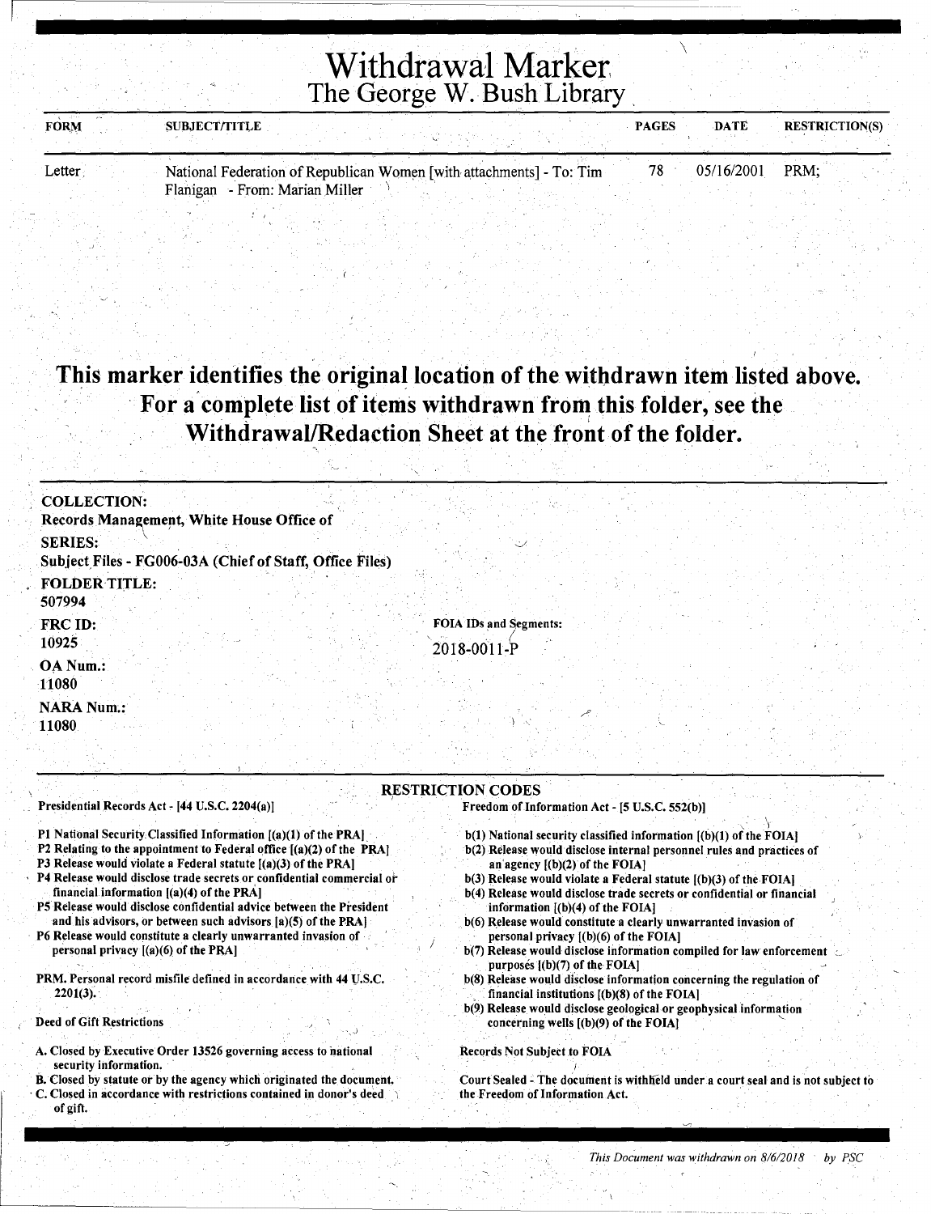# Withdrawal Marker
## The George W. Bush Library

| FORM | SUBJECT/TITLE | PAGES | DATE | RESTRICTION(S) |
|---|---|---|---|---|
| Letter | National Federation of Republican Women [with attachments] - To: Tim Flanigan - From: Marian Miller | 78 | 05/16/2001 | PRM; |

**This marker identifies the original location of the withdrawn item listed above. For a complete list of items withdrawn from this folder, see the Withdrawal/Redaction Sheet at the front of the folder.**

**COLLECTION:**
Records Management, White House Office of

**SERIES:**
Subject Files - FG006-03A (Chief of Staff, Office Files)

**FOLDER TITLE:**
507994

**FRC ID:**
10925

**FOIA IDs and Segments:**
2018-0011-P

**OA Num.:**
11080

**NARA Num.:**
11080

**RESTRICTION CODES**

Presidential Records Act - [44 U.S.C. 2204(a)]

P1 National Security Classified Information [(a)(1) of the PRA]
P2 Relating to the appointment to Federal office [(a)(2) of the PRA]
P3 Release would violate a Federal statute [(a)(3) of the PRA]
P4 Release would disclose trade secrets or confidential commercial or financial information [(a)(4) of the PRA]
P5 Release would disclose confidential advice between the President and his advisors, or between such advisors [a)(5) of the PRA]
P6 Release would constitute a clearly unwarranted invasion of personal privacy [(a)(6) of the PRA]

PRM. Personal record misfile defined in accordance with 44 U.S.C. 2201(3).

Deed of Gift Restrictions

A. Closed by Executive Order 13526 governing access to national security information.
B. Closed by statute or by the agency which originated the document.
C. Closed in accordance with restrictions contained in donor's deed of gift.

Freedom of Information Act - [5 U.S.C. 552(b)]

b(1) National security classified information [(b)(1) of the FOIA]
b(2) Release would disclose internal personnel rules and practices of an agency [(b)(2) of the FOIA]
b(3) Release would violate a Federal statute [(b)(3) of the FOIA]
b(4) Release would disclose trade secrets or confidential or financial information [(b)(4) of the FOIA]
b(6) Release would constitute a clearly unwarranted invasion of personal privacy [(b)(6) of the FOIA]
b(7) Release would disclose information compiled for law enforcement purposes [(b)(7) of the FOIA]
b(8) Release would disclose information concerning the regulation of financial institutions [(b)(8) of the FOIA]
b(9) Release would disclose geological or geophysical information concerning wells [(b)(9) of the FOIA]

Records Not Subject to FOIA

Court Sealed - The document is withheld under a court seal and is not subject to the Freedom of Information Act.

*This Document was withdrawn on 8/6/2018 by PSC*